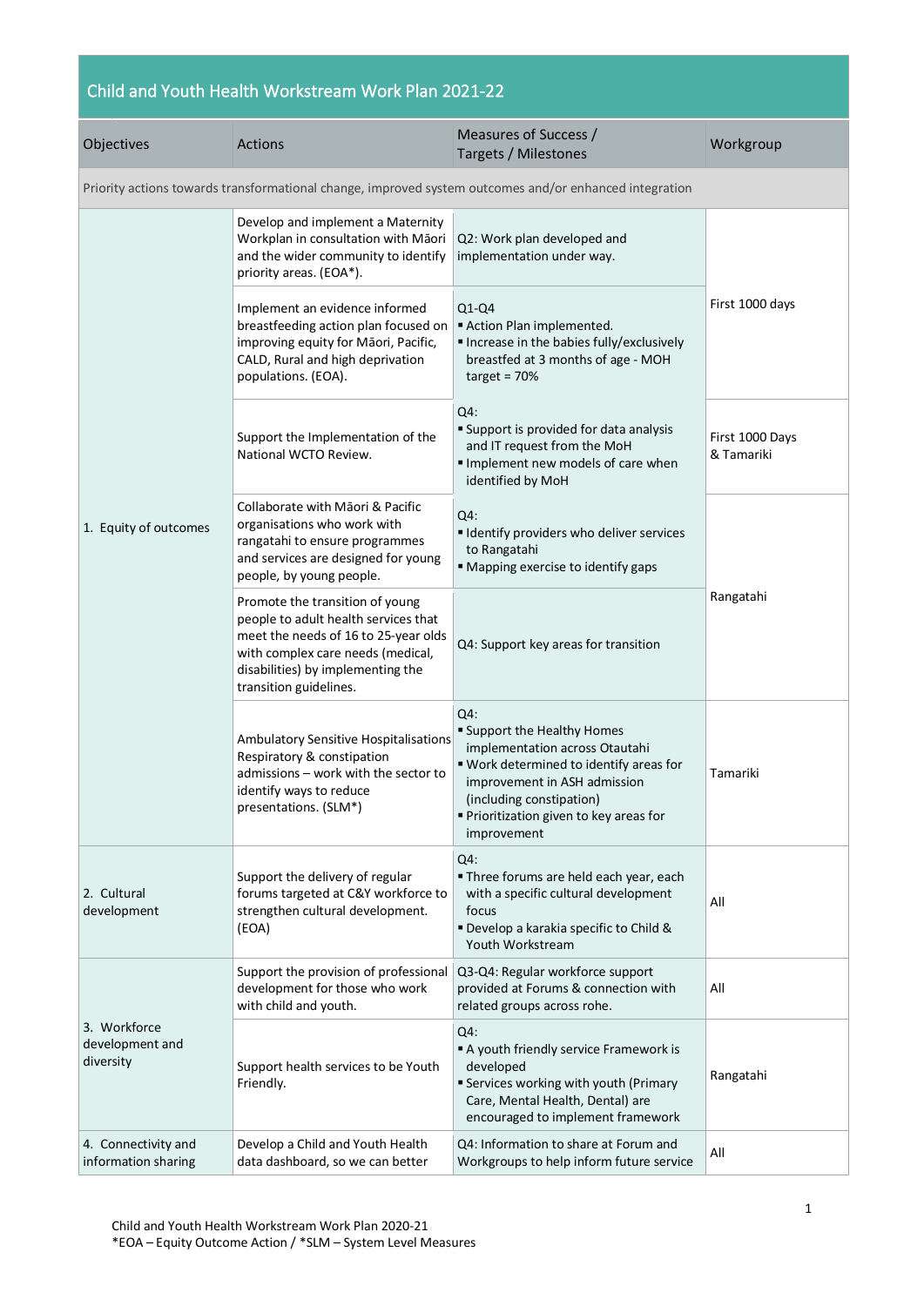# Child and Youth Health Workstream Work Plan 2021-22

| Objectives | Actions | Measures of Success / Targets / Milestones | Workgroup |
|---|---|---|---|
| Priority actions towards transformational change, improved system outcomes and/or enhanced integration | | | |
| 1. Equity of outcomes | Develop and implement a Maternity Workplan in consultation with Māori and the wider community to identify priority areas. (EOA*). | Q2: Work plan developed and implementation under way. | First 1000 days |
| | Implement an evidence informed breastfeeding action plan focused on improving equity for Māori, Pacific, CALD, Rural and high deprivation populations. (EOA). | Q1-Q4<br>▪ Action Plan implemented.<br>▪ Increase in the babies fully/exclusively breastfed at 3 months of age - MOH target = 70% | |
| | Support the Implementation of the National WCTO Review. | Q4:<br>▪ Support is provided for data analysis and IT request from the MoH<br>▪ Implement new models of care when identified by MoH | First 1000 Days & Tamariki |
| | Collaborate with Māori & Pacific organisations who work with rangatahi to ensure programmes and services are designed for young people, by young people. | Q4:<br>▪ Identify providers who deliver services to Rangatahi<br>▪ Mapping exercise to identify gaps | Rangatahi |
| | Promote the transition of young people to adult health services that meet the needs of 16 to 25-year olds with complex care needs (medical, disabilities) by implementing the transition guidelines. | Q4: Support key areas for transition | |
| | Ambulatory Sensitive Hospitalisations Respiratory & constipation admissions – work with the sector to identify ways to reduce presentations. (SLM*) | Q4:<br>▪ Support the Healthy Homes implementation across Otautahi<br>▪ Work determined to identify areas for improvement in ASH admission (including constipation)<br>▪ Prioritization given to key areas for improvement | Tamariki |
| 2. Cultural development | Support the delivery of regular forums targeted at C&Y workforce to strengthen cultural development. (EOA) | Q4:<br>▪ Three forums are held each year, each with a specific cultural development focus<br>▪ Develop a karakia specific to Child & Youth Workstream | All |
| 3. Workforce development and diversity | Support the provision of professional development for those who work with child and youth. | Q3-Q4: Regular workforce support provided at Forums & connection with related groups across rohe. | All |
| | Support health services to be Youth Friendly. | Q4:<br>▪ A youth friendly service Framework is developed<br>▪ Services working with youth (Primary Care, Mental Health, Dental) are encouraged to implement framework | Rangatahi |
| 4. Connectivity and information sharing | Develop a Child and Youth Health data dashboard, so we can better | Q4: Information to share at Forum and Workgroups to help inform future service | All |

Child and Youth Health Workstream Work Plan 2020-21
*EOA – Equity Outcome Action / *SLM – System Level Measures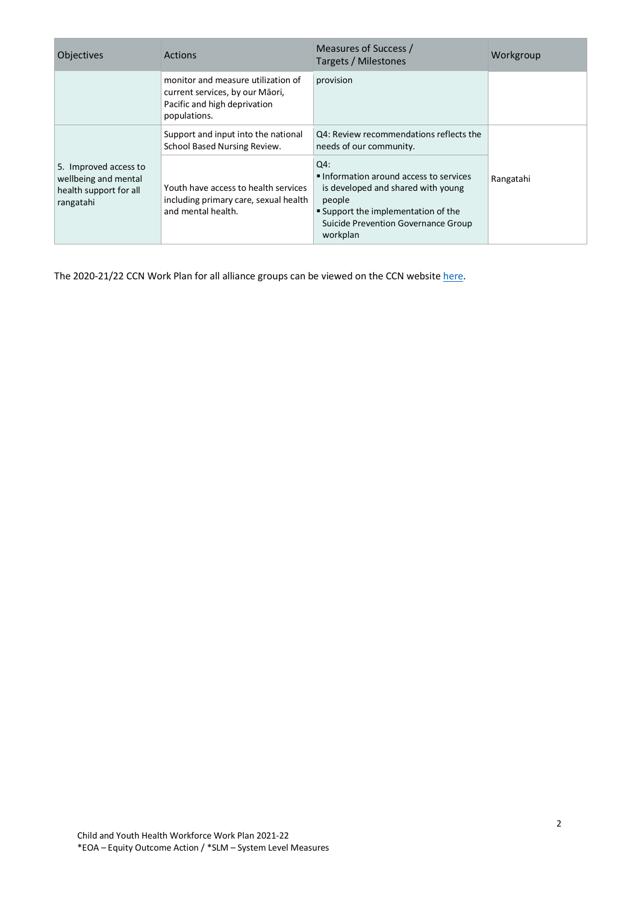| Objectives | Actions | Measures of Success / Targets / Milestones | Workgroup |
|---|---|---|---|
| | monitor and measure utilization of current services, by our Māori, Pacific and high deprivation populations. | provision | |
| 5. Improved access to wellbeing and mental health support for all rangatahi | Support and input into the national School Based Nursing Review. | Q4: Review recommendations reflects the needs of our community. | Rangatahi |
| | Youth have access to health services including primary care, sexual health and mental health. | Q4:<br>▪ Information around access to services is developed and shared with young people<br>▪ Support the implementation of the Suicide Prevention Governance Group workplan | |

The 2020-21/22 CCN Work Plan for all alliance groups can be viewed on the CCN website [here](here).

Child and Youth Health Workforce Work Plan 2021-22
*EOA – Equity Outcome Action / *SLM – System Level Measures